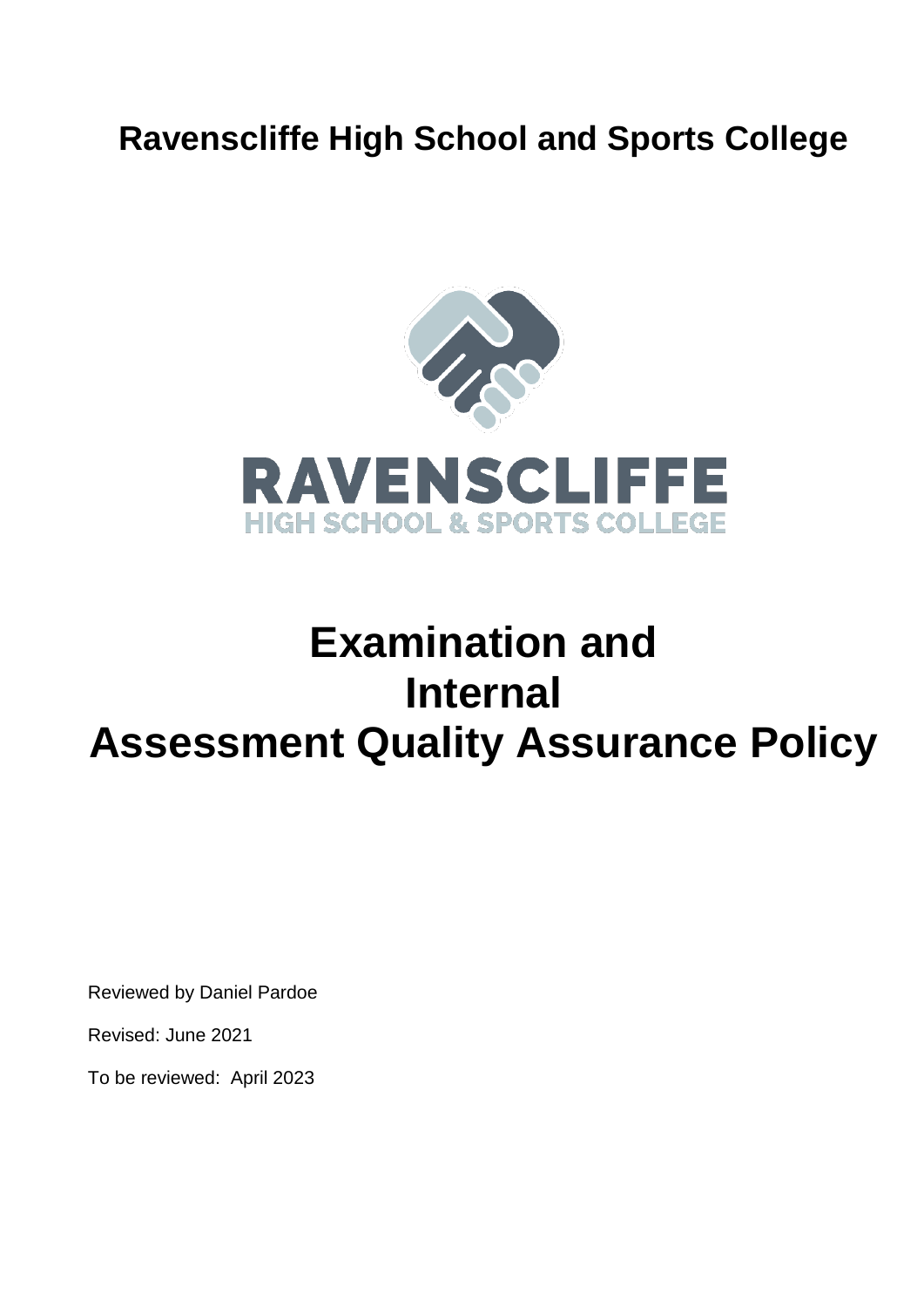# Ravenscliffe High School and Sports College

RAVENSCLIFFE
HIGH SCHOOL & SPORTS COLLEGE

# Examination and Internal Assessment Quality Assurance Policy

Reviewed by Daniel Pardoe

Revised: June 2021

To be reviewed: April 2023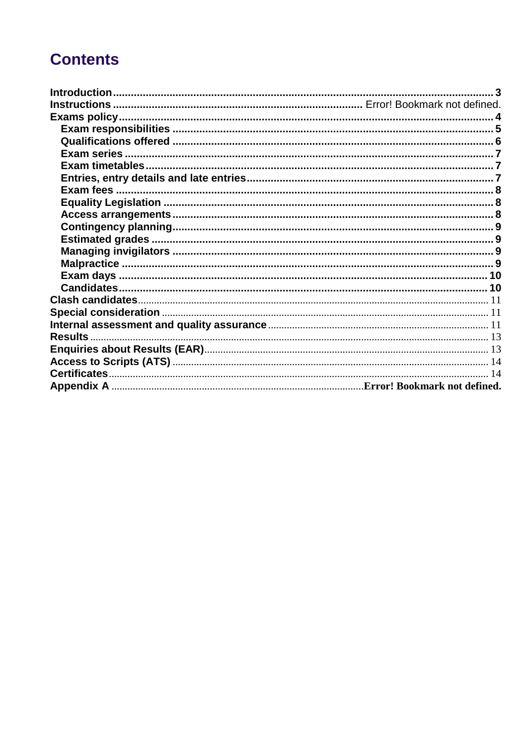# Contents

- **Introduction** ... 3
- **Instructions** ... Error! Bookmark not defined.
- **Exams policy** ... 4
  - **Exam responsibilities** ... 5
  - **Qualifications offered** ... 6
  - **Exam series** ... 7
  - **Exam timetables** ... 7
  - **Entries, entry details and late entries** ... 7
  - **Exam fees** ... 8
  - **Equality Legislation** ... 8
  - **Access arrangements** ... 8
  - **Contingency planning** ... 9
  - **Estimated grades** ... 9
  - **Managing invigilators** ... 9
  - **Malpractice** ... 9
  - **Exam days** ... 10
  - **Candidates** ... 10
- **Clash candidates** ... 11
- **Special consideration** ... 11
- **Internal assessment and quality assurance** ... 11
- **Results** ... 13
- **Enquiries about Results (EAR)** ... 13
- **Access to Scripts (ATS)** ... 14
- **Certificates** ... 14
- **Appendix A** ... **Error! Bookmark not defined.**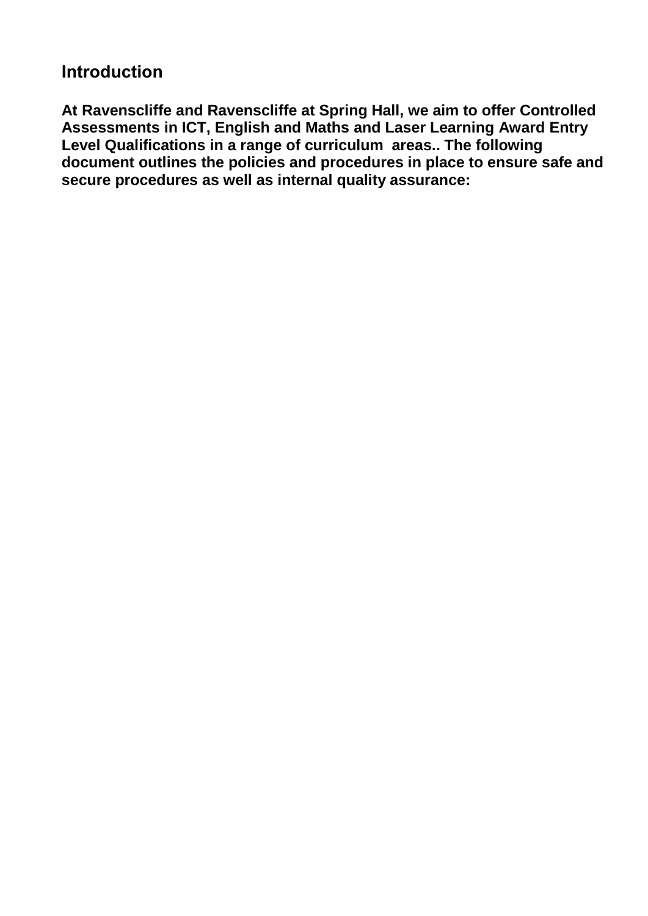## Introduction

**At Ravenscliffe and Ravenscliffe at Spring Hall, we aim to offer Controlled Assessments in ICT, English and Maths and Laser Learning Award Entry Level Qualifications in a range of curriculum areas.. The following document outlines the policies and procedures in place to ensure safe and secure procedures as well as internal quality assurance:**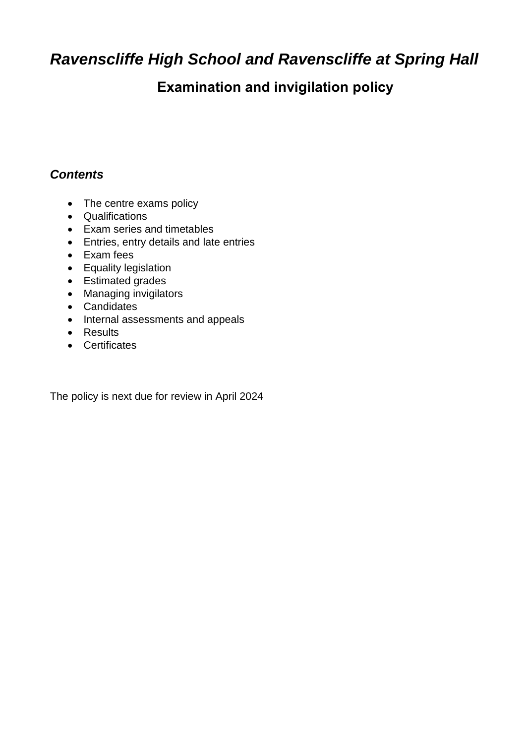# *Ravenscliffe High School and Ravenscliffe at Spring Hall*

## Examination and invigilation policy

### *Contents*

- The centre exams policy
- Qualifications
- Exam series and timetables
- Entries, entry details and late entries
- Exam fees
- Equality legislation
- Estimated grades
- Managing invigilators
- Candidates
- Internal assessments and appeals
- Results
- Certificates

The policy is next due for review in April 2024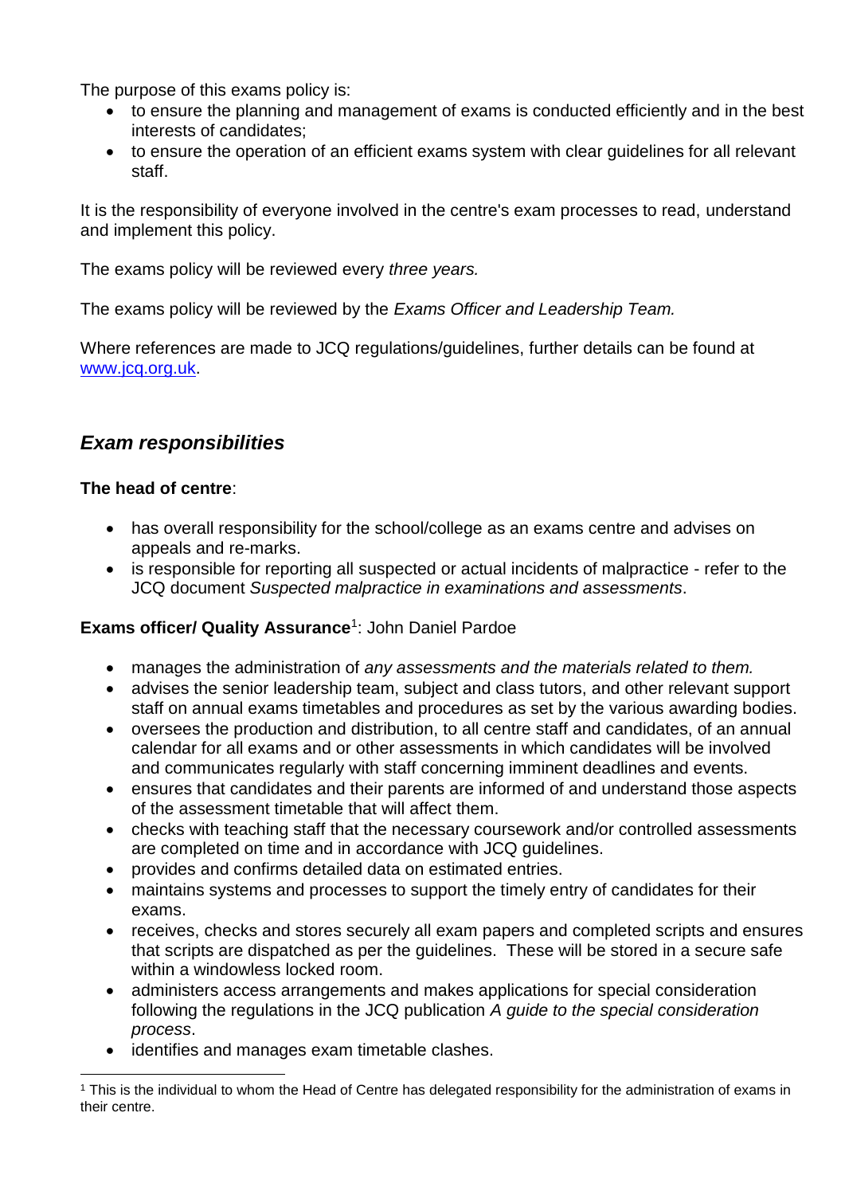The purpose of this exams policy is:

- to ensure the planning and management of exams is conducted efficiently and in the best interests of candidates;
- to ensure the operation of an efficient exams system with clear guidelines for all relevant staff.

It is the responsibility of everyone involved in the centre's exam processes to read, understand and implement this policy.

The exams policy will be reviewed every *three years.*

The exams policy will be reviewed by the *Exams Officer and Leadership Team.*

Where references are made to JCQ regulations/guidelines, further details can be found at [www.jcq.org.uk](www.jcq.org.uk).

## *Exam responsibilities*

**The head of centre**:

- has overall responsibility for the school/college as an exams centre and advises on appeals and re-marks.
- is responsible for reporting all suspected or actual incidents of malpractice - refer to the JCQ document *Suspected malpractice in examinations and assessments*.

**Exams officer/ Quality Assurance**[1]: John Daniel Pardoe

- manages the administration of *any assessments and the materials related to them.*
- advises the senior leadership team, subject and class tutors, and other relevant support staff on annual exams timetables and procedures as set by the various awarding bodies.
- oversees the production and distribution, to all centre staff and candidates, of an annual calendar for all exams and or other assessments in which candidates will be involved and communicates regularly with staff concerning imminent deadlines and events.
- ensures that candidates and their parents are informed of and understand those aspects of the assessment timetable that will affect them.
- checks with teaching staff that the necessary coursework and/or controlled assessments are completed on time and in accordance with JCQ guidelines.
- provides and confirms detailed data on estimated entries.
- maintains systems and processes to support the timely entry of candidates for their exams.
- receives, checks and stores securely all exam papers and completed scripts and ensures that scripts are dispatched as per the guidelines. These will be stored in a secure safe within a windowless locked room.
- administers access arrangements and makes applications for special consideration following the regulations in the JCQ publication *A guide to the special consideration process*.
- identifies and manages exam timetable clashes.

[1] This is the individual to whom the Head of Centre has delegated responsibility for the administration of exams in their centre.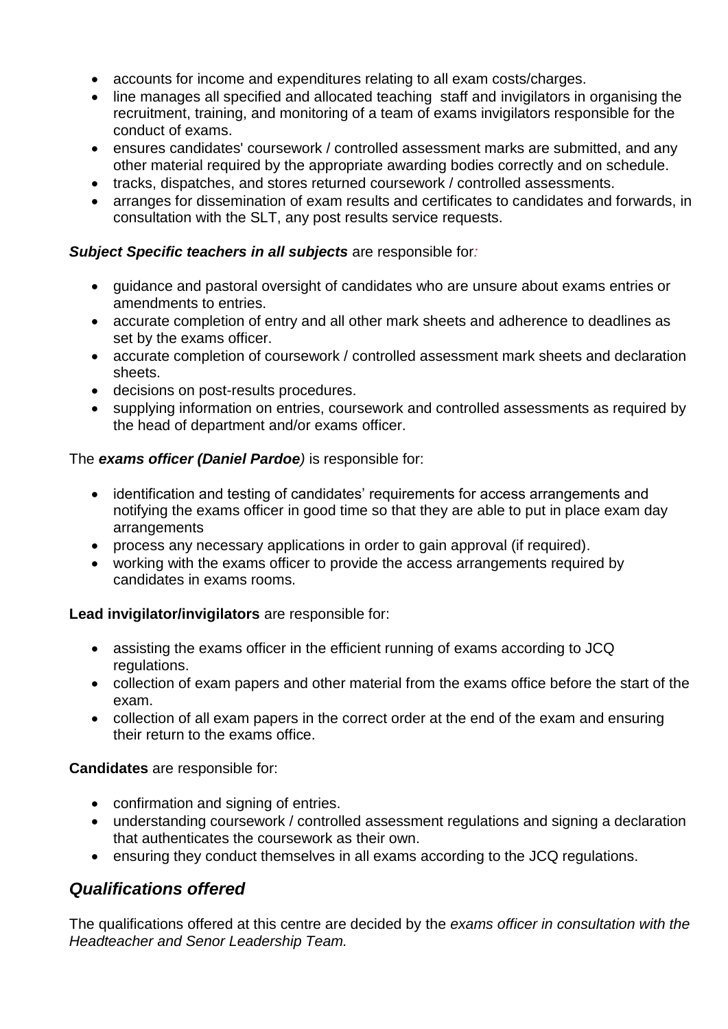- accounts for income and expenditures relating to all exam costs/charges.
- line manages all specified and allocated teaching  staff and invigilators in organising the recruitment, training, and monitoring of a team of exams invigilators responsible for the conduct of exams.
- ensures candidates' coursework / controlled assessment marks are submitted, and any other material required by the appropriate awarding bodies correctly and on schedule.
- tracks, dispatches, and stores returned coursework / controlled assessments.
- arranges for dissemination of exam results and certificates to candidates and forwards, in consultation with the SLT, any post results service requests.

***Subject Specific teachers in all subjects*** are responsible for*:*

- guidance and pastoral oversight of candidates who are unsure about exams entries or amendments to entries.
- accurate completion of entry and all other mark sheets and adherence to deadlines as set by the exams officer.
- accurate completion of coursework / controlled assessment mark sheets and declaration sheets.
- decisions on post-results procedures.
- supplying information on entries, coursework and controlled assessments as required by the head of department and/or exams officer.

The ***exams officer (Daniel Pardoe****)* is responsible for:

- identification and testing of candidates' requirements for access arrangements and notifying the exams officer in good time so that they are able to put in place exam day arrangements
- process any necessary applications in order to gain approval (if required).
- working with the exams officer to provide the access arrangements required by candidates in exams rooms.

**Lead invigilator/invigilators** are responsible for:

- assisting the exams officer in the efficient running of exams according to JCQ regulations.
- collection of exam papers and other material from the exams office before the start of the exam.
- collection of all exam papers in the correct order at the end of the exam and ensuring their return to the exams office.

**Candidates** are responsible for:

- confirmation and signing of entries.
- understanding coursework / controlled assessment regulations and signing a declaration that authenticates the coursework as their own.
- ensuring they conduct themselves in all exams according to the JCQ regulations.

## *Qualifications offered*

The qualifications offered at this centre are decided by the *exams officer in consultation with the Headteacher and Senor Leadership Team.*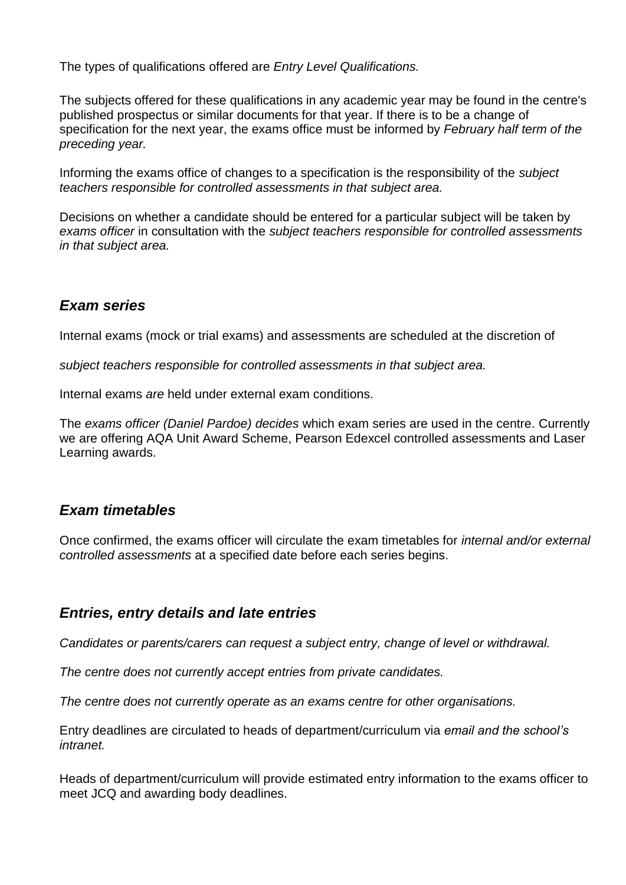The types of qualifications offered are *Entry Level Qualifications.*

The subjects offered for these qualifications in any academic year may be found in the centre's published prospectus or similar documents for that year. If there is to be a change of specification for the next year, the exams office must be informed by *February half term of the preceding year.*

Informing the exams office of changes to a specification is the responsibility of the *subject teachers responsible for controlled assessments in that subject area.*

Decisions on whether a candidate should be entered for a particular subject will be taken by *exams officer* in consultation with the *subject teachers responsible for controlled assessments in that subject area.*

## *Exam series*

Internal exams (mock or trial exams) and assessments are scheduled at the discretion of

*subject teachers responsible for controlled assessments in that subject area.*

Internal exams *are* held under external exam conditions.

The *exams officer (Daniel Pardoe) decides* which exam series are used in the centre. Currently we are offering AQA Unit Award Scheme, Pearson Edexcel controlled assessments and Laser Learning awards.

## *Exam timetables*

Once confirmed, the exams officer will circulate the exam timetables for *internal and/or external controlled assessments* at a specified date before each series begins.

## *Entries, entry details and late entries*

*Candidates or parents/carers can request a subject entry, change of level or withdrawal.*

*The centre does not currently accept entries from private candidates.*

*The centre does not currently operate as an exams centre for other organisations.*

Entry deadlines are circulated to heads of department/curriculum via *email and the school's intranet.*

Heads of department/curriculum will provide estimated entry information to the exams officer to meet JCQ and awarding body deadlines.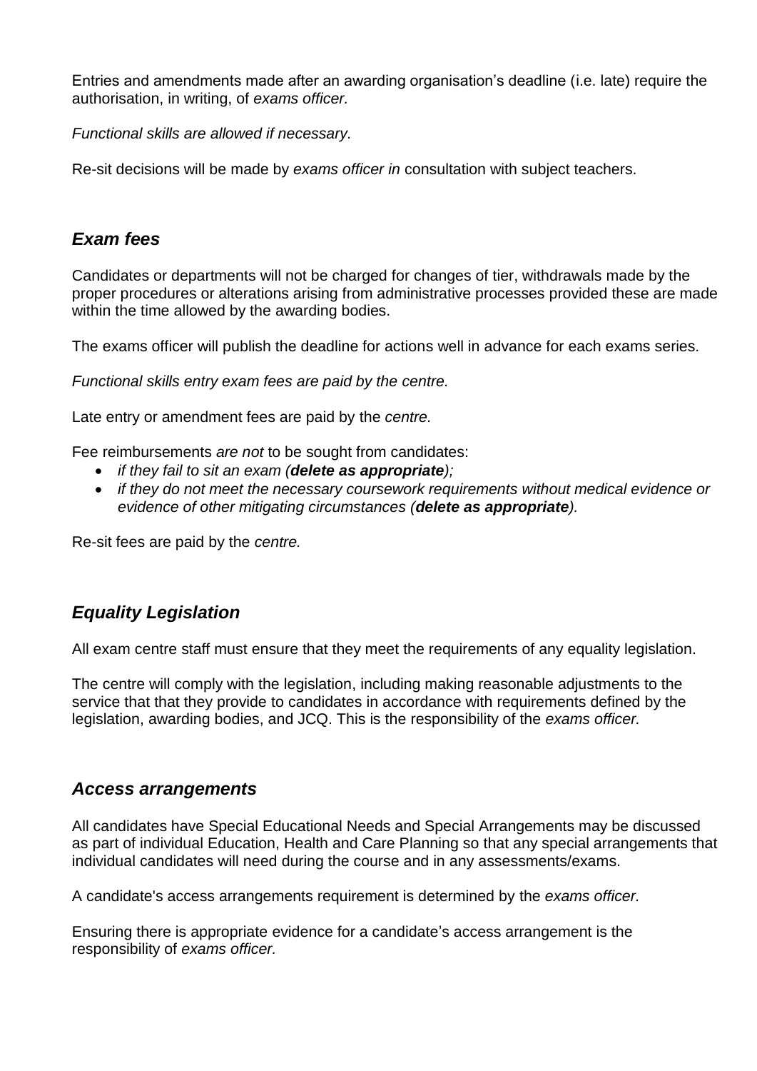Entries and amendments made after an awarding organisation's deadline (i.e. late) require the authorisation, in writing, of *exams officer.*

*Functional skills are allowed if necessary.*

Re-sit decisions will be made by *exams officer in* consultation with subject teachers.

## *Exam fees*

Candidates or departments will not be charged for changes of tier, withdrawals made by the proper procedures or alterations arising from administrative processes provided these are made within the time allowed by the awarding bodies.

The exams officer will publish the deadline for actions well in advance for each exams series.

*Functional skills entry exam fees are paid by the centre.*

Late entry or amendment fees are paid by the *centre.*

Fee reimbursements *are not* to be sought from candidates:

- *if they fail to sit an exam (**delete as appropriate**);*
- *if they do not meet the necessary coursework requirements without medical evidence or evidence of other mitigating circumstances (**delete as appropriate**).*

Re-sit fees are paid by the *centre.*

## *Equality Legislation*

All exam centre staff must ensure that they meet the requirements of any equality legislation.

The centre will comply with the legislation, including making reasonable adjustments to the service that that they provide to candidates in accordance with requirements defined by the legislation, awarding bodies, and JCQ. This is the responsibility of the *exams officer.*

## *Access arrangements*

All candidates have Special Educational Needs and Special Arrangements may be discussed as part of individual Education, Health and Care Planning so that any special arrangements that individual candidates will need during the course and in any assessments/exams.

A candidate's access arrangements requirement is determined by the *exams officer.*

Ensuring there is appropriate evidence for a candidate's access arrangement is the responsibility of *exams officer.*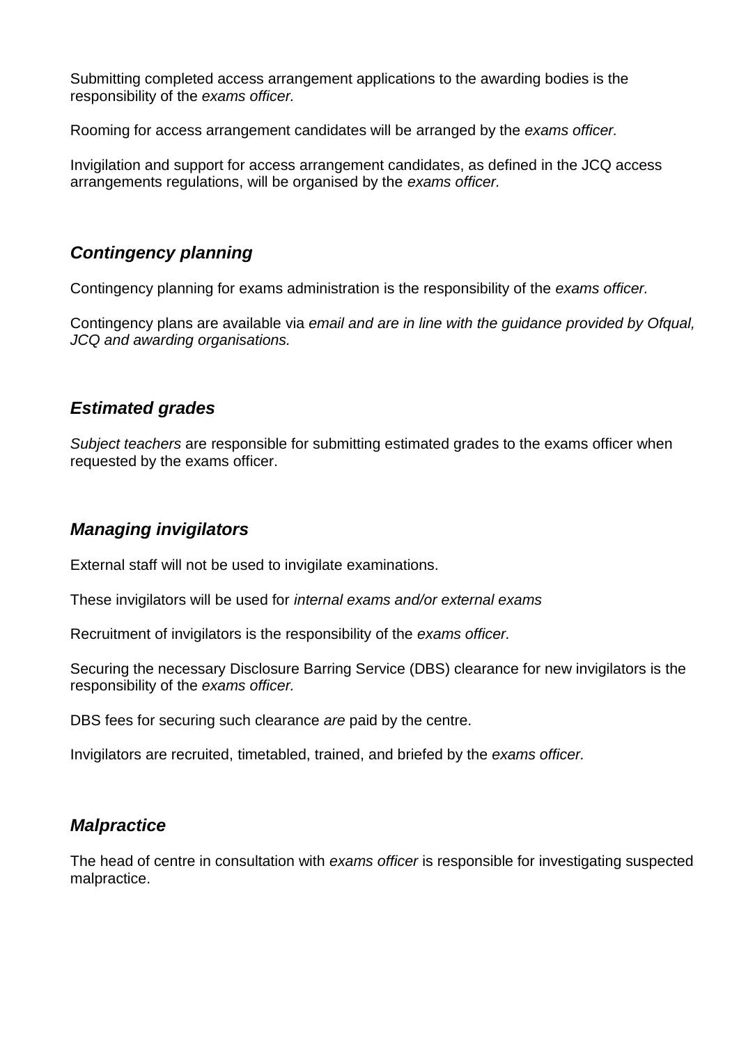Submitting completed access arrangement applications to the awarding bodies is the responsibility of the *exams officer.*

Rooming for access arrangement candidates will be arranged by the *exams officer.*

Invigilation and support for access arrangement candidates, as defined in the JCQ access arrangements regulations, will be organised by the *exams officer.*

### ***Contingency planning***

Contingency planning for exams administration is the responsibility of the *exams officer.*

Contingency plans are available via *email and are in line with the guidance provided by Ofqual, JCQ and awarding organisations.*

### ***Estimated grades***

*Subject teachers* are responsible for submitting estimated grades to the exams officer when requested by the exams officer.

### ***Managing invigilators***

External staff will not be used to invigilate examinations.

These invigilators will be used for *internal exams and/or external exams*

Recruitment of invigilators is the responsibility of the *exams officer.*

Securing the necessary Disclosure Barring Service (DBS) clearance for new invigilators is the responsibility of the *exams officer.*

DBS fees for securing such clearance *are* paid by the centre.

Invigilators are recruited, timetabled, trained, and briefed by the *exams officer.*

### ***Malpractice***

The head of centre in consultation with *exams officer* is responsible for investigating suspected malpractice.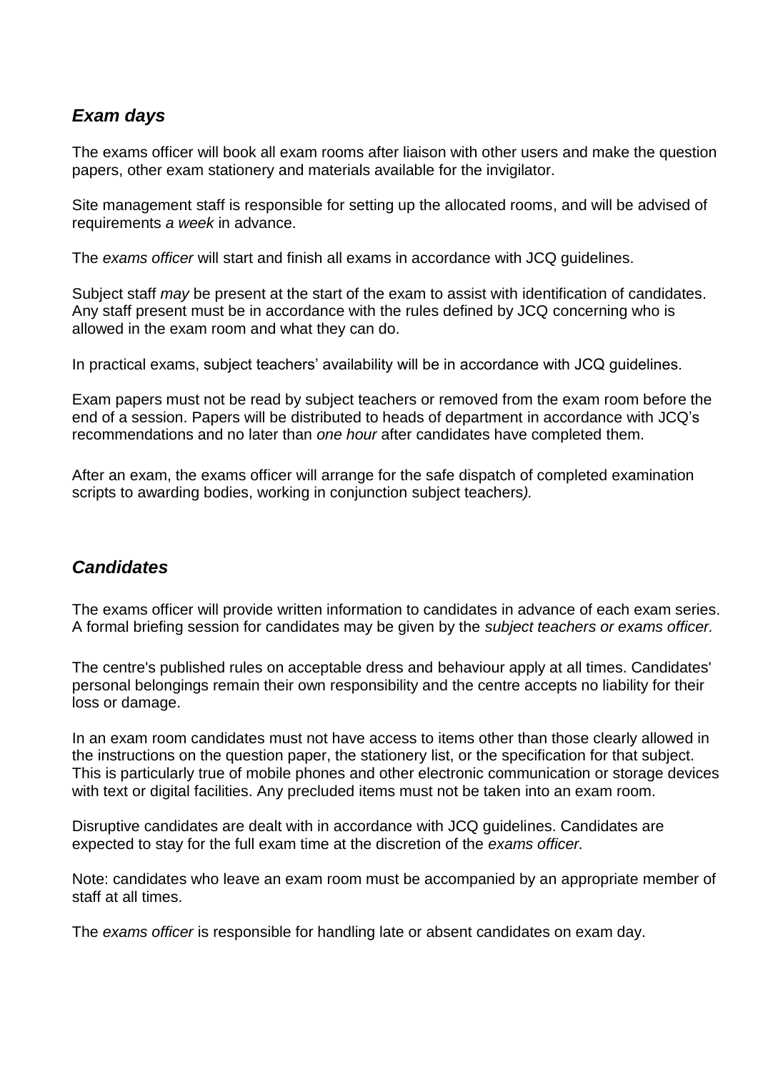## *Exam days*

The exams officer will book all exam rooms after liaison with other users and make the question papers, other exam stationery and materials available for the invigilator.

Site management staff is responsible for setting up the allocated rooms, and will be advised of requirements *a week* in advance.

The *exams officer* will start and finish all exams in accordance with JCQ guidelines.

Subject staff *may* be present at the start of the exam to assist with identification of candidates. Any staff present must be in accordance with the rules defined by JCQ concerning who is allowed in the exam room and what they can do.

In practical exams, subject teachers' availability will be in accordance with JCQ guidelines.

Exam papers must not be read by subject teachers or removed from the exam room before the end of a session. Papers will be distributed to heads of department in accordance with JCQ's recommendations and no later than *one hour* after candidates have completed them.

After an exam, the exams officer will arrange for the safe dispatch of completed examination scripts to awarding bodies, working in conjunction subject teachers*).*

## *Candidates*

The exams officer will provide written information to candidates in advance of each exam series. A formal briefing session for candidates may be given by the *subject teachers or exams officer.*

The centre's published rules on acceptable dress and behaviour apply at all times. Candidates' personal belongings remain their own responsibility and the centre accepts no liability for their loss or damage.

In an exam room candidates must not have access to items other than those clearly allowed in the instructions on the question paper, the stationery list, or the specification for that subject. This is particularly true of mobile phones and other electronic communication or storage devices with text or digital facilities. Any precluded items must not be taken into an exam room.

Disruptive candidates are dealt with in accordance with JCQ guidelines. Candidates are expected to stay for the full exam time at the discretion of the *exams officer.*

Note: candidates who leave an exam room must be accompanied by an appropriate member of staff at all times.

The *exams officer* is responsible for handling late or absent candidates on exam day.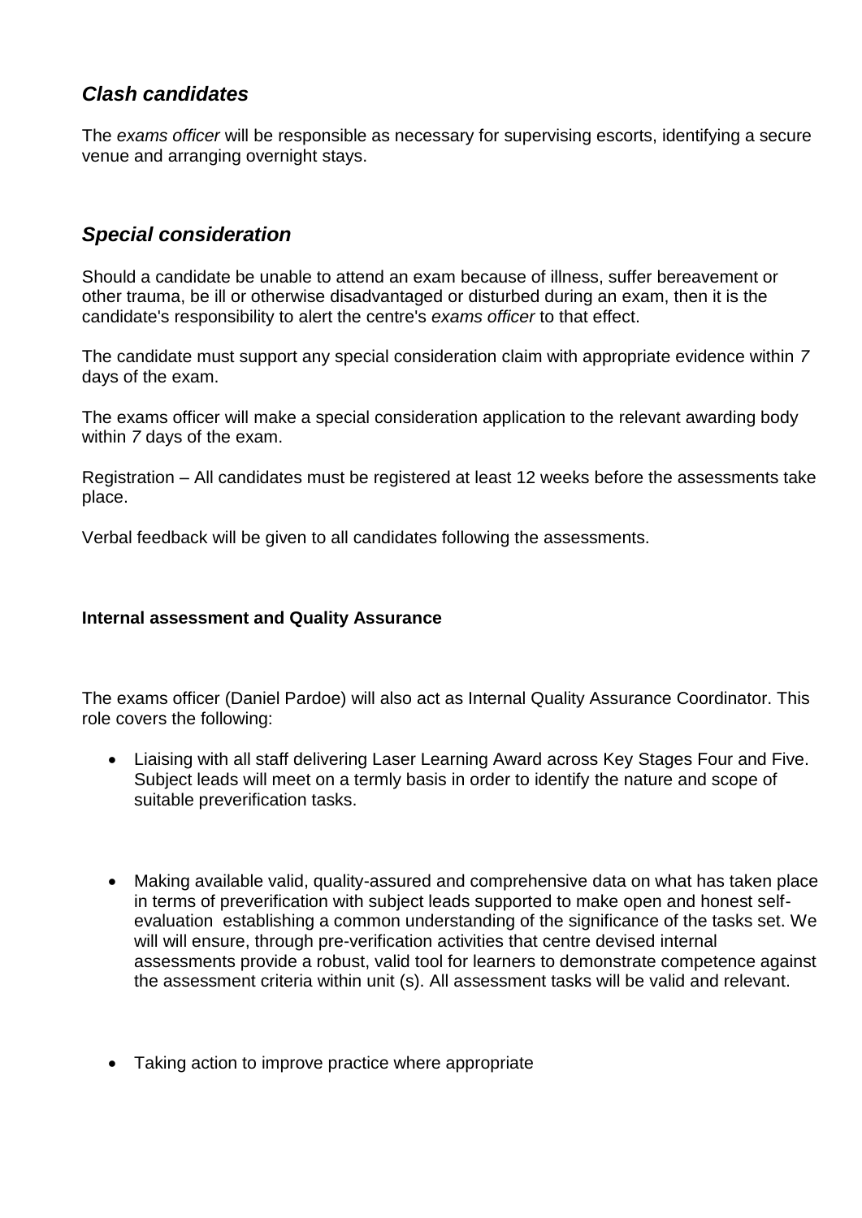## *Clash candidates*

The *exams officer* will be responsible as necessary for supervising escorts, identifying a secure venue and arranging overnight stays.

## *Special consideration*

Should a candidate be unable to attend an exam because of illness, suffer bereavement or other trauma, be ill or otherwise disadvantaged or disturbed during an exam, then it is the candidate's responsibility to alert the centre's *exams officer* to that effect.

The candidate must support any special consideration claim with appropriate evidence within *7* days of the exam.

The exams officer will make a special consideration application to the relevant awarding body within *7* days of the exam.

Registration – All candidates must be registered at least 12 weeks before the assessments take place.

Verbal feedback will be given to all candidates following the assessments.

**Internal assessment and Quality Assurance**

The exams officer (Daniel Pardoe) will also act as Internal Quality Assurance Coordinator. This role covers the following:

- Liaising with all staff delivering Laser Learning Award across Key Stages Four and Five. Subject leads will meet on a termly basis in order to identify the nature and scope of suitable preverification tasks.

- Making available valid, quality-assured and comprehensive data on what has taken place in terms of preverification with subject leads supported to make open and honest self-evaluation establishing a common understanding of the significance of the tasks set. We will will ensure, through pre-verification activities that centre devised internal assessments provide a robust, valid tool for learners to demonstrate competence against the assessment criteria within unit (s). All assessment tasks will be valid and relevant.

- Taking action to improve practice where appropriate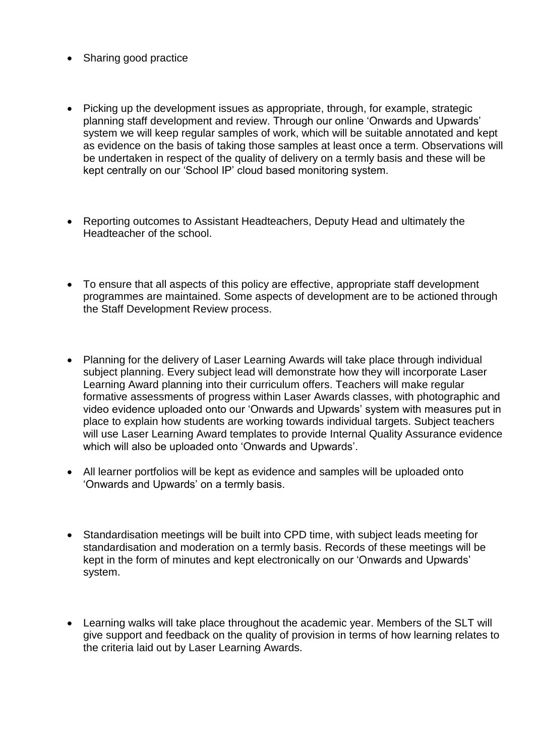- Sharing good practice

- Picking up the development issues as appropriate, through, for example, strategic planning staff development and review. Through our online 'Onwards and Upwards' system we will keep regular samples of work, which will be suitable annotated and kept as evidence on the basis of taking those samples at least once a term. Observations will be undertaken in respect of the quality of delivery on a termly basis and these will be kept centrally on our 'School IP' cloud based monitoring system.

- Reporting outcomes to Assistant Headteachers, Deputy Head and ultimately the Headteacher of the school.

- To ensure that all aspects of this policy are effective, appropriate staff development programmes are maintained. Some aspects of development are to be actioned through the Staff Development Review process.

- Planning for the delivery of Laser Learning Awards will take place through individual subject planning. Every subject lead will demonstrate how they will incorporate Laser Learning Award planning into their curriculum offers. Teachers will make regular formative assessments of progress within Laser Awards classes, with photographic and video evidence uploaded onto our 'Onwards and Upwards' system with measures put in place to explain how students are working towards individual targets. Subject teachers will use Laser Learning Award templates to provide Internal Quality Assurance evidence which will also be uploaded onto 'Onwards and Upwards'.

- All learner portfolios will be kept as evidence and samples will be uploaded onto 'Onwards and Upwards' on a termly basis.

- Standardisation meetings will be built into CPD time, with subject leads meeting for standardisation and moderation on a termly basis. Records of these meetings will be kept in the form of minutes and kept electronically on our 'Onwards and Upwards' system.

- Learning walks will take place throughout the academic year. Members of the SLT will give support and feedback on the quality of provision in terms of how learning relates to the criteria laid out by Laser Learning Awards.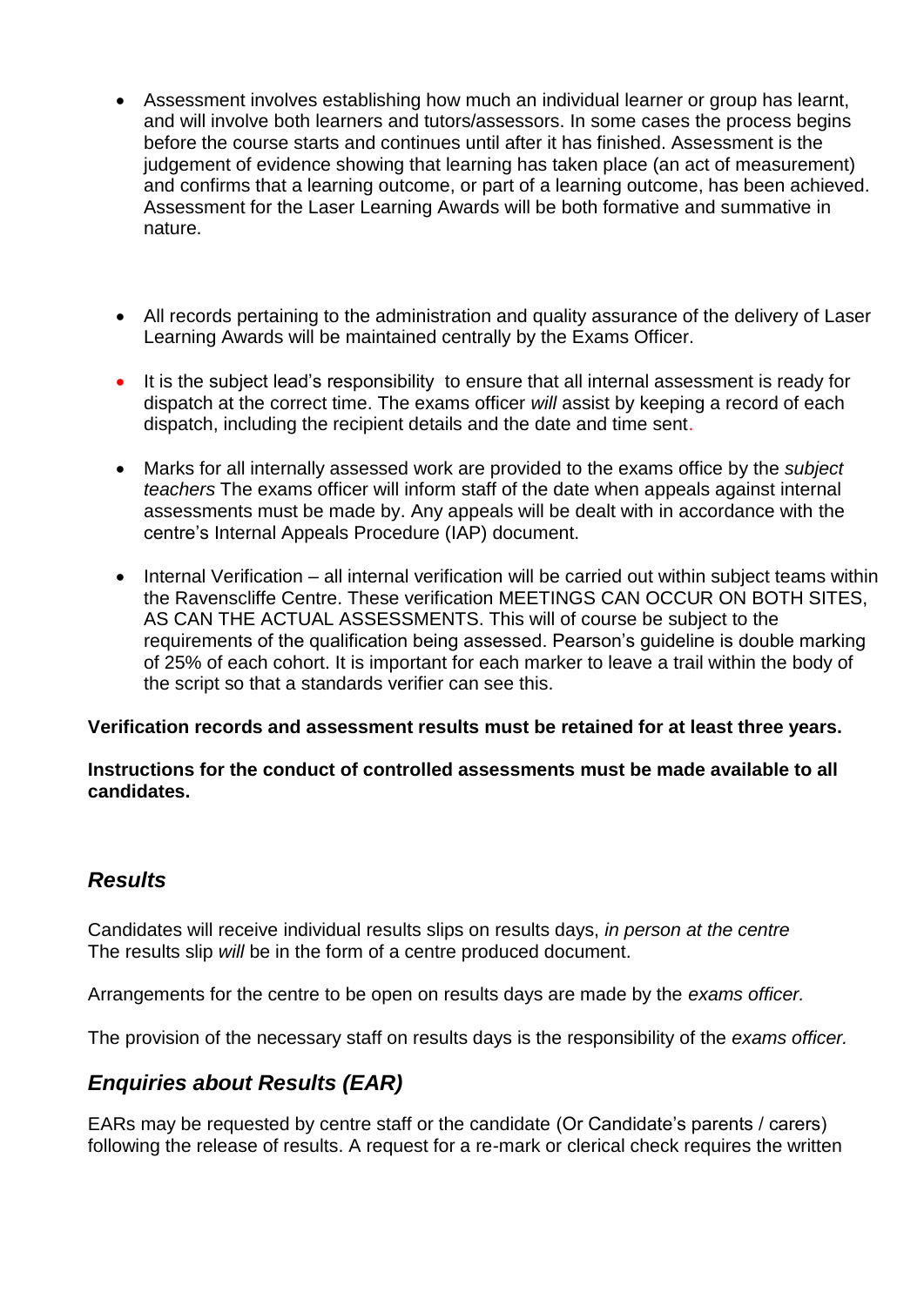- Assessment involves establishing how much an individual learner or group has learnt, and will involve both learners and tutors/assessors. In some cases the process begins before the course starts and continues until after it has finished. Assessment is the judgement of evidence showing that learning has taken place (an act of measurement) and confirms that a learning outcome, or part of a learning outcome, has been achieved. Assessment for the Laser Learning Awards will be both formative and summative in nature.

- All records pertaining to the administration and quality assurance of the delivery of Laser Learning Awards will be maintained centrally by the Exams Officer.

- It is the subject lead's responsibility to ensure that all internal assessment is ready for dispatch at the correct time. The exams officer *will* assist by keeping a record of each dispatch, including the recipient details and the date and time sent.

- Marks for all internally assessed work are provided to the exams office by the *subject teachers* The exams officer will inform staff of the date when appeals against internal assessments must be made by. Any appeals will be dealt with in accordance with the centre's Internal Appeals Procedure (IAP) document.

- Internal Verification – all internal verification will be carried out within subject teams within the Ravenscliffe Centre. These verification MEETINGS CAN OCCUR ON BOTH SITES, AS CAN THE ACTUAL ASSESSMENTS. This will of course be subject to the requirements of the qualification being assessed. Pearson's guideline is double marking of 25% of each cohort. It is important for each marker to leave a trail within the body of the script so that a standards verifier can see this.

**Verification records and assessment results must be retained for at least three years.**

**Instructions for the conduct of controlled assessments must be made available to all candidates.**

## *Results*

Candidates will receive individual results slips on results days, *in person at the centre*
The results slip *will* be in the form of a centre produced document.

Arrangements for the centre to be open on results days are made by the *exams officer.*

The provision of the necessary staff on results days is the responsibility of the *exams officer.*

## *Enquiries about Results (EAR)*

EARs may be requested by centre staff or the candidate (Or Candidate's parents / carers) following the release of results. A request for a re-mark or clerical check requires the written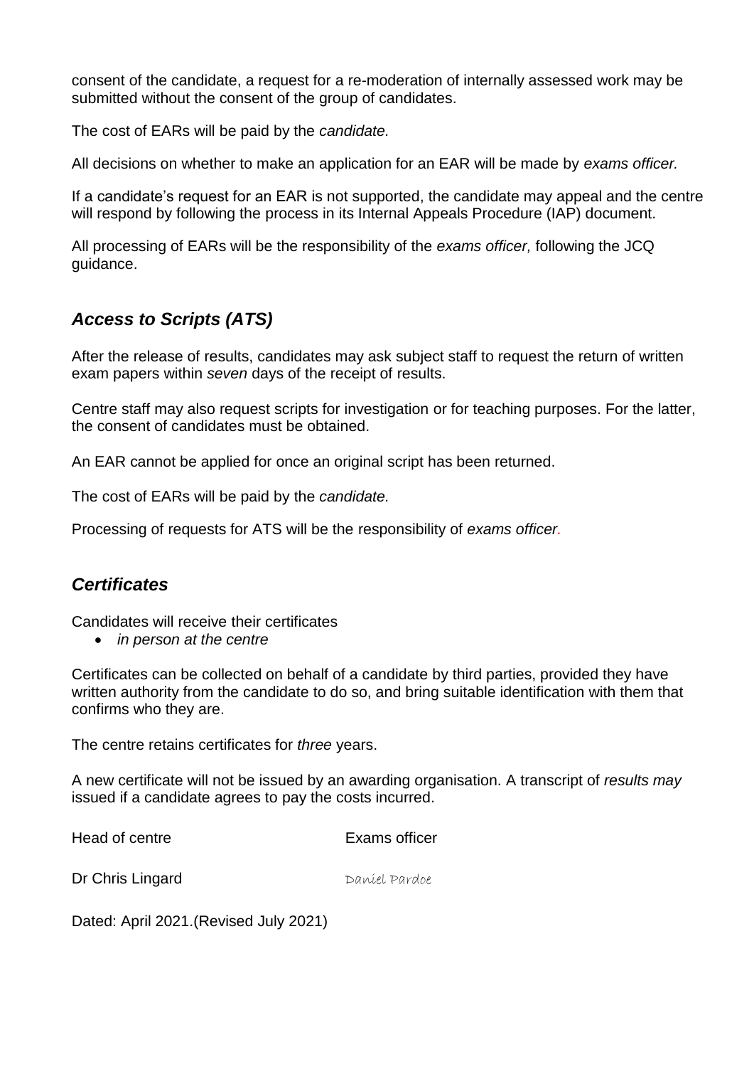consent of the candidate, a request for a re-moderation of internally assessed work may be submitted without the consent of the group of candidates.

The cost of EARs will be paid by the *candidate.*

All decisions on whether to make an application for an EAR will be made by *exams officer.*

If a candidate's request for an EAR is not supported, the candidate may appeal and the centre will respond by following the process in its Internal Appeals Procedure (IAP) document.

All processing of EARs will be the responsibility of the *exams officer,* following the JCQ guidance.

## *Access to Scripts (ATS)*

After the release of results, candidates may ask subject staff to request the return of written exam papers within *seven* days of the receipt of results.

Centre staff may also request scripts for investigation or for teaching purposes. For the latter, the consent of candidates must be obtained.

An EAR cannot be applied for once an original script has been returned.

The cost of EARs will be paid by the *candidate.*

Processing of requests for ATS will be the responsibility of *exams officer.*

## *Certificates*

Candidates will receive their certificates

- *in person at the centre*

Certificates can be collected on behalf of a candidate by third parties, provided they have written authority from the candidate to do so, and bring suitable identification with them that confirms who they are.

The centre retains certificates for *three* years.

A new certificate will not be issued by an awarding organisation. A transcript of *results may* issued if a candidate agrees to pay the costs incurred.

| | |
|---|---|
| Head of centre | Exams officer |
| Dr Chris Lingard | Daniel Pardoe |

Dated: April 2021.(Revised July 2021)